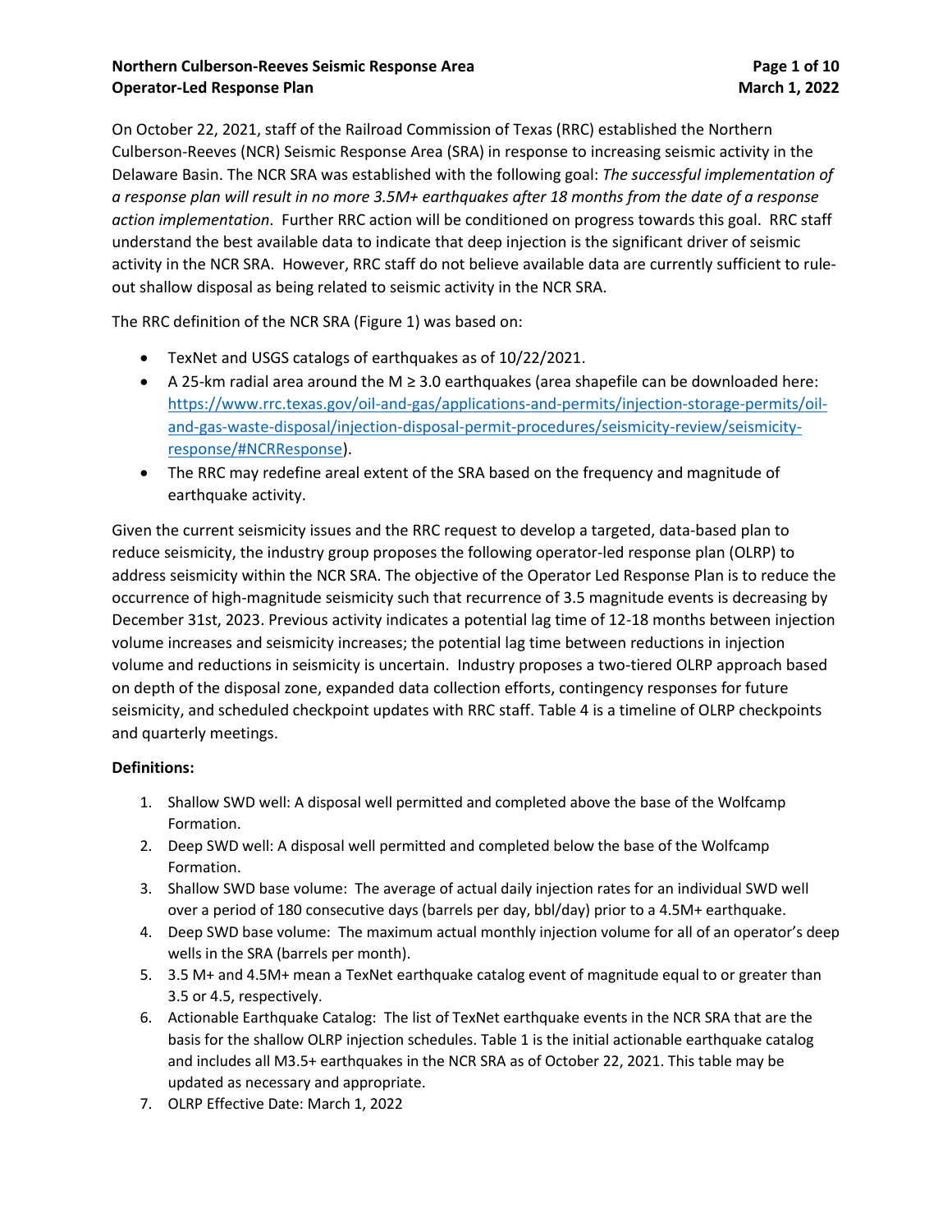On October 22, 2021, staff of the Railroad Commission of Texas (RRC) established the Northern Culberson-Reeves (NCR) Seismic Response Area (SRA) in response to increasing seismic activity in the Delaware Basin. The NCR SRA was established with the following goal: *The successful implementation of a response plan will result in no more 3.5M+ earthquakes after 18 months from the date of a response action implementation*. Further RRC action will be conditioned on progress towards this goal. RRC staff understand the best available data to indicate that deep injection is the significant driver of seismic activity in the NCR SRA. However, RRC staff do not believe available data are currently sufficient to rule-out shallow disposal as being related to seismic activity in the NCR SRA.

The RRC definition of the NCR SRA (Figure 1) was based on:

- TexNet and USGS catalogs of earthquakes as of 10/22/2021.
- A 25-km radial area around the M ≥ 3.0 earthquakes (area shapefile can be downloaded here: [https://www.rrc.texas.gov/oil-and-gas/applications-and-permits/injection-storage-permits/oil-and-gas-waste-disposal/injection-disposal-permit-procedures/seismicity-review/seismicity-response/#NCRResponse](https://www.rrc.texas.gov/oil-and-gas/applications-and-permits/injection-storage-permits/oil-and-gas-waste-disposal/injection-disposal-permit-procedures/seismicity-review/seismicity-response/#NCRResponse)).
- The RRC may redefine areal extent of the SRA based on the frequency and magnitude of earthquake activity.

Given the current seismicity issues and the RRC request to develop a targeted, data-based plan to reduce seismicity, the industry group proposes the following operator-led response plan (OLRP) to address seismicity within the NCR SRA. The objective of the Operator Led Response Plan is to reduce the occurrence of high-magnitude seismicity such that recurrence of 3.5 magnitude events is decreasing by December 31st, 2023. Previous activity indicates a potential lag time of 12-18 months between injection volume increases and seismicity increases; the potential lag time between reductions in injection volume and reductions in seismicity is uncertain. Industry proposes a two-tiered OLRP approach based on depth of the disposal zone, expanded data collection efforts, contingency responses for future seismicity, and scheduled checkpoint updates with RRC staff. Table 4 is a timeline of OLRP checkpoints and quarterly meetings.

**Definitions:**

1. Shallow SWD well: A disposal well permitted and completed above the base of the Wolfcamp Formation.
2. Deep SWD well: A disposal well permitted and completed below the base of the Wolfcamp Formation.
3. Shallow SWD base volume: The average of actual daily injection rates for an individual SWD well over a period of 180 consecutive days (barrels per day, bbl/day) prior to a 4.5M+ earthquake.
4. Deep SWD base volume: The maximum actual monthly injection volume for all of an operator's deep wells in the SRA (barrels per month).
5. 3.5 M+ and 4.5M+ mean a TexNet earthquake catalog event of magnitude equal to or greater than 3.5 or 4.5, respectively.
6. Actionable Earthquake Catalog: The list of TexNet earthquake events in the NCR SRA that are the basis for the shallow OLRP injection schedules. Table 1 is the initial actionable earthquake catalog and includes all M3.5+ earthquakes in the NCR SRA as of October 22, 2021. This table may be updated as necessary and appropriate.
7. OLRP Effective Date: March 1, 2022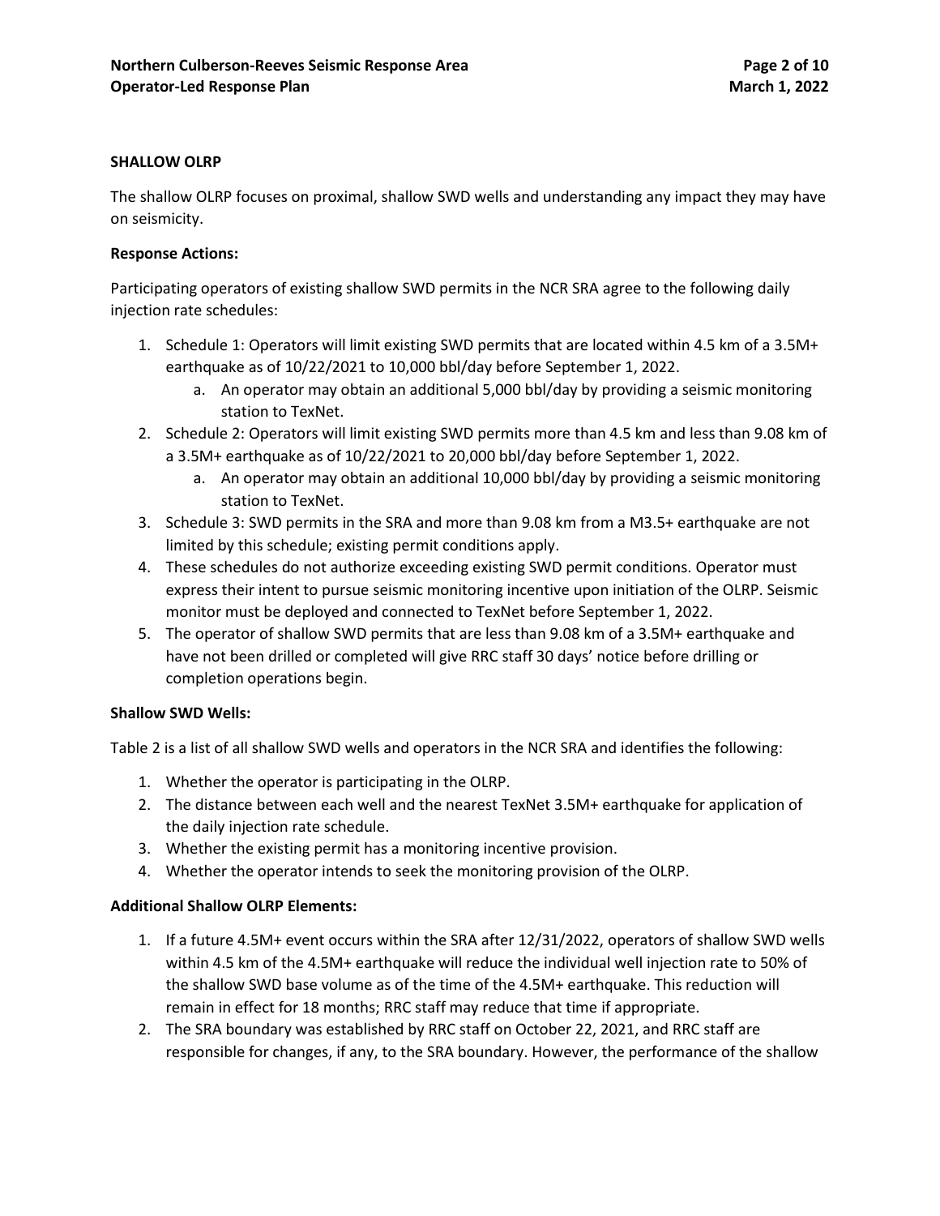**SHALLOW OLRP**

The shallow OLRP focuses on proximal, shallow SWD wells and understanding any impact they may have on seismicity.

**Response Actions:**

Participating operators of existing shallow SWD permits in the NCR SRA agree to the following daily injection rate schedules:

1. Schedule 1: Operators will limit existing SWD permits that are located within 4.5 km of a 3.5M+ earthquake as of 10/22/2021 to 10,000 bbl/day before September 1, 2022.
   a. An operator may obtain an additional 5,000 bbl/day by providing a seismic monitoring station to TexNet.
2. Schedule 2: Operators will limit existing SWD permits more than 4.5 km and less than 9.08 km of a 3.5M+ earthquake as of 10/22/2021 to 20,000 bbl/day before September 1, 2022.
   a. An operator may obtain an additional 10,000 bbl/day by providing a seismic monitoring station to TexNet.
3. Schedule 3: SWD permits in the SRA and more than 9.08 km from a M3.5+ earthquake are not limited by this schedule; existing permit conditions apply.
4. These schedules do not authorize exceeding existing SWD permit conditions. Operator must express their intent to pursue seismic monitoring incentive upon initiation of the OLRP. Seismic monitor must be deployed and connected to TexNet before September 1, 2022.
5. The operator of shallow SWD permits that are less than 9.08 km of a 3.5M+ earthquake and have not been drilled or completed will give RRC staff 30 days' notice before drilling or completion operations begin.

**Shallow SWD Wells:**

Table 2 is a list of all shallow SWD wells and operators in the NCR SRA and identifies the following:

1. Whether the operator is participating in the OLRP.
2. The distance between each well and the nearest TexNet 3.5M+ earthquake for application of the daily injection rate schedule.
3. Whether the existing permit has a monitoring incentive provision.
4. Whether the operator intends to seek the monitoring provision of the OLRP.

**Additional Shallow OLRP Elements:**

1. If a future 4.5M+ event occurs within the SRA after 12/31/2022, operators of shallow SWD wells within 4.5 km of the 4.5M+ earthquake will reduce the individual well injection rate to 50% of the shallow SWD base volume as of the time of the 4.5M+ earthquake. This reduction will remain in effect for 18 months; RRC staff may reduce that time if appropriate.
2. The SRA boundary was established by RRC staff on October 22, 2021, and RRC staff are responsible for changes, if any, to the SRA boundary. However, the performance of the shallow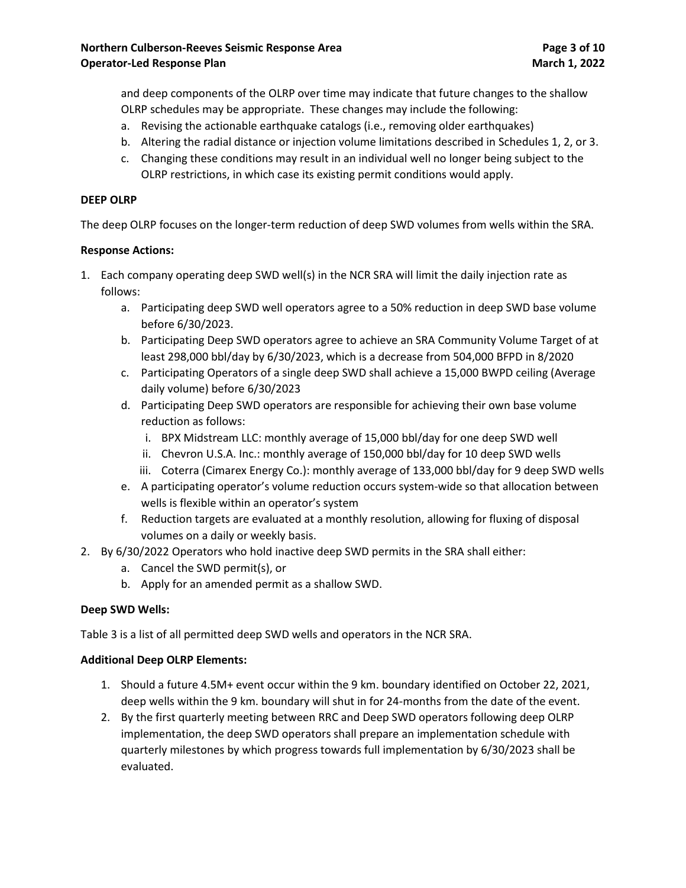and deep components of the OLRP over time may indicate that future changes to the shallow OLRP schedules may be appropriate. These changes may include the following:

a. Revising the actionable earthquake catalogs (i.e., removing older earthquakes)
b. Altering the radial distance or injection volume limitations described in Schedules 1, 2, or 3.
c. Changing these conditions may result in an individual well no longer being subject to the OLRP restrictions, in which case its existing permit conditions would apply.

**DEEP OLRP**

The deep OLRP focuses on the longer-term reduction of deep SWD volumes from wells within the SRA.

**Response Actions:**

1. Each company operating deep SWD well(s) in the NCR SRA will limit the daily injection rate as follows:
   a. Participating deep SWD well operators agree to a 50% reduction in deep SWD base volume before 6/30/2023.
   b. Participating Deep SWD operators agree to achieve an SRA Community Volume Target of at least 298,000 bbl/day by 6/30/2023, which is a decrease from 504,000 BFPD in 8/2020
   c. Participating Operators of a single deep SWD shall achieve a 15,000 BWPD ceiling (Average daily volume) before 6/30/2023
   d. Participating Deep SWD operators are responsible for achieving their own base volume reduction as follows:
      i. BPX Midstream LLC: monthly average of 15,000 bbl/day for one deep SWD well
      ii. Chevron U.S.A. Inc.: monthly average of 150,000 bbl/day for 10 deep SWD wells
      iii. Coterra (Cimarex Energy Co.): monthly average of 133,000 bbl/day for 9 deep SWD wells
   e. A participating operator's volume reduction occurs system-wide so that allocation between wells is flexible within an operator's system
   f. Reduction targets are evaluated at a monthly resolution, allowing for fluxing of disposal volumes on a daily or weekly basis.
2. By 6/30/2022 Operators who hold inactive deep SWD permits in the SRA shall either:
   a. Cancel the SWD permit(s), or
   b. Apply for an amended permit as a shallow SWD.

**Deep SWD Wells:**

Table 3 is a list of all permitted deep SWD wells and operators in the NCR SRA.

**Additional Deep OLRP Elements:**

1. Should a future 4.5M+ event occur within the 9 km. boundary identified on October 22, 2021, deep wells within the 9 km. boundary will shut in for 24-months from the date of the event.
2. By the first quarterly meeting between RRC and Deep SWD operators following deep OLRP implementation, the deep SWD operators shall prepare an implementation schedule with quarterly milestones by which progress towards full implementation by 6/30/2023 shall be evaluated.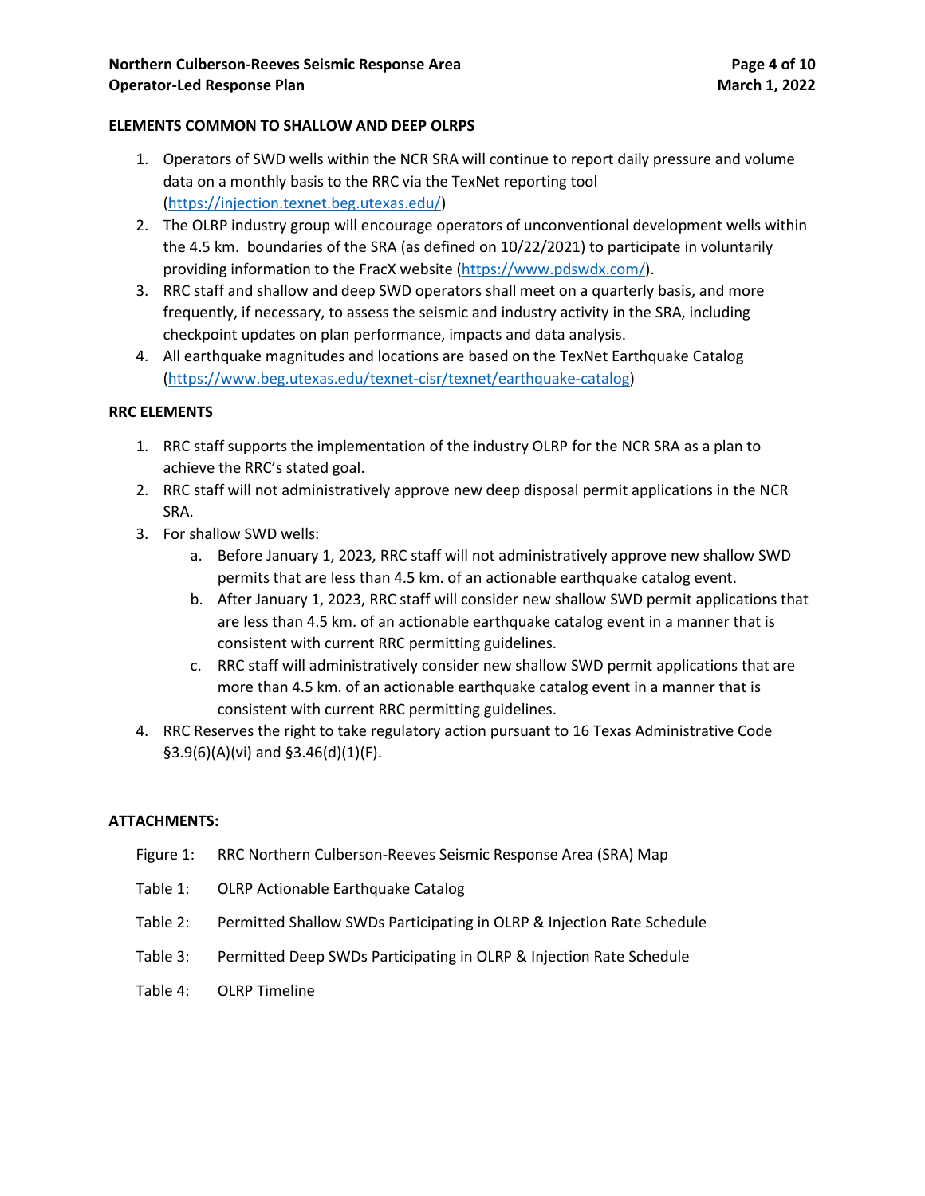## ELEMENTS COMMON TO SHALLOW AND DEEP OLRPS

1. Operators of SWD wells within the NCR SRA will continue to report daily pressure and volume data on a monthly basis to the RRC via the TexNet reporting tool (https://injection.texnet.beg.utexas.edu/)
2. The OLRP industry group will encourage operators of unconventional development wells within the 4.5 km. boundaries of the SRA (as defined on 10/22/2021) to participate in voluntarily providing information to the FracX website (https://www.pdswdx.com/).
3. RRC staff and shallow and deep SWD operators shall meet on a quarterly basis, and more frequently, if necessary, to assess the seismic and industry activity in the SRA, including checkpoint updates on plan performance, impacts and data analysis.
4. All earthquake magnitudes and locations are based on the TexNet Earthquake Catalog (https://www.beg.utexas.edu/texnet-cisr/texnet/earthquake-catalog)

## RRC ELEMENTS

1. RRC staff supports the implementation of the industry OLRP for the NCR SRA as a plan to achieve the RRC's stated goal.
2. RRC staff will not administratively approve new deep disposal permit applications in the NCR SRA.
3. For shallow SWD wells:
   a. Before January 1, 2023, RRC staff will not administratively approve new shallow SWD permits that are less than 4.5 km. of an actionable earthquake catalog event.
   b. After January 1, 2023, RRC staff will consider new shallow SWD permit applications that are less than 4.5 km. of an actionable earthquake catalog event in a manner that is consistent with current RRC permitting guidelines.
   c. RRC staff will administratively consider new shallow SWD permit applications that are more than 4.5 km. of an actionable earthquake catalog event in a manner that is consistent with current RRC permitting guidelines.
4. RRC Reserves the right to take regulatory action pursuant to 16 Texas Administrative Code §3.9(6)(A)(vi) and §3.46(d)(1)(F).

## ATTACHMENTS:

Figure 1: RRC Northern Culberson-Reeves Seismic Response Area (SRA) Map

Table 1: OLRP Actionable Earthquake Catalog

Table 2: Permitted Shallow SWDs Participating in OLRP & Injection Rate Schedule

Table 3: Permitted Deep SWDs Participating in OLRP & Injection Rate Schedule

Table 4: OLRP Timeline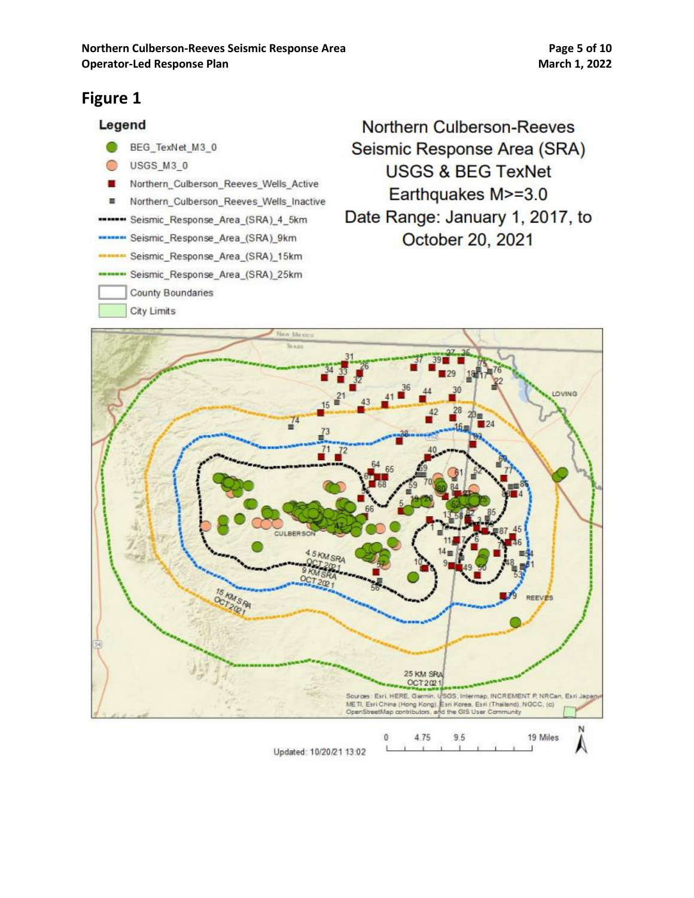## Figure 1

**Legend**

- BEG_TexNet_M3_0
- USGS_M3_0
- Northern_Culberson_Reeves_Wells_Active
- Northern_Culberson_Reeves_Wells_Inactive
- Seismic_Response_Area_(SRA)_4_5km
- Seismic_Response_Area_(SRA)_9km
- Seismic_Response_Area_(SRA)_15km
- Seismic_Response_Area_(SRA)_25km
- County Boundaries
- City Limits

Northern Culberson-Reeves Seismic Response Area (SRA)
USGS & BEG TexNet
Earthquakes M>=3.0
Date Range: January 1, 2017, to October 20, 2021

Sources: Esri, HERE, Garmin, USGS, Intermap, INCREMENT P, NRCan, Esri Japan, METI, Esri China (Hong Kong), Esri Korea, Esri (Thailand), NGCC, (c) OpenStreetMap contributors, and the GIS User Community

Updated: 10/20/21 13:02

0 4.75 9.5 19 Miles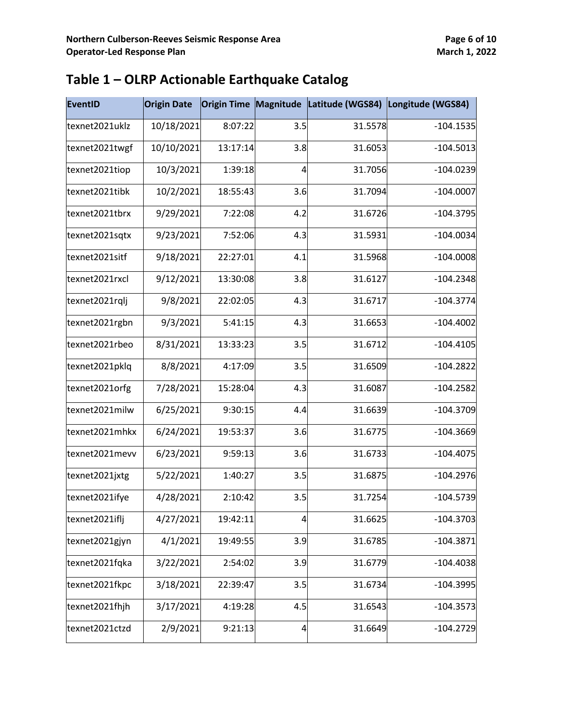## Table 1 – OLRP Actionable Earthquake Catalog

| EventID | Origin Date | Origin Time | Magnitude | Latitude (WGS84) | Longitude (WGS84) |
|---|---|---|---|---|---|
| texnet2021uklz | 10/18/2021 | 8:07:22 | 3.5 | 31.5578 | -104.1535 |
| texnet2021twgf | 10/10/2021 | 13:17:14 | 3.8 | 31.6053 | -104.5013 |
| texnet2021tiop | 10/3/2021 | 1:39:18 | 4 | 31.7056 | -104.0239 |
| texnet2021tibk | 10/2/2021 | 18:55:43 | 3.6 | 31.7094 | -104.0007 |
| texnet2021tbrx | 9/29/2021 | 7:22:08 | 4.2 | 31.6726 | -104.3795 |
| texnet2021sqtx | 9/23/2021 | 7:52:06 | 4.3 | 31.5931 | -104.0034 |
| texnet2021sitf | 9/18/2021 | 22:27:01 | 4.1 | 31.5968 | -104.0008 |
| texnet2021rxcl | 9/12/2021 | 13:30:08 | 3.8 | 31.6127 | -104.2348 |
| texnet2021rqlj | 9/8/2021 | 22:02:05 | 4.3 | 31.6717 | -104.3774 |
| texnet2021rgbn | 9/3/2021 | 5:41:15 | 4.3 | 31.6653 | -104.4002 |
| texnet2021rbeo | 8/31/2021 | 13:33:23 | 3.5 | 31.6712 | -104.4105 |
| texnet2021pklq | 8/8/2021 | 4:17:09 | 3.5 | 31.6509 | -104.2822 |
| texnet2021orfg | 7/28/2021 | 15:28:04 | 4.3 | 31.6087 | -104.2582 |
| texnet2021milw | 6/25/2021 | 9:30:15 | 4.4 | 31.6639 | -104.3709 |
| texnet2021mhkx | 6/24/2021 | 19:53:37 | 3.6 | 31.6775 | -104.3669 |
| texnet2021mevv | 6/23/2021 | 9:59:13 | 3.6 | 31.6733 | -104.4075 |
| texnet2021jxtg | 5/22/2021 | 1:40:27 | 3.5 | 31.6875 | -104.2976 |
| texnet2021ifye | 4/28/2021 | 2:10:42 | 3.5 | 31.7254 | -104.5739 |
| texnet2021iflj | 4/27/2021 | 19:42:11 | 4 | 31.6625 | -104.3703 |
| texnet2021gjyn | 4/1/2021 | 19:49:55 | 3.9 | 31.6785 | -104.3871 |
| texnet2021fqka | 3/22/2021 | 2:54:02 | 3.9 | 31.6779 | -104.4038 |
| texnet2021fkpc | 3/18/2021 | 22:39:47 | 3.5 | 31.6734 | -104.3995 |
| texnet2021fhjh | 3/17/2021 | 4:19:28 | 4.5 | 31.6543 | -104.3573 |
| texnet2021ctzd | 2/9/2021 | 9:21:13 | 4 | 31.6649 | -104.2729 |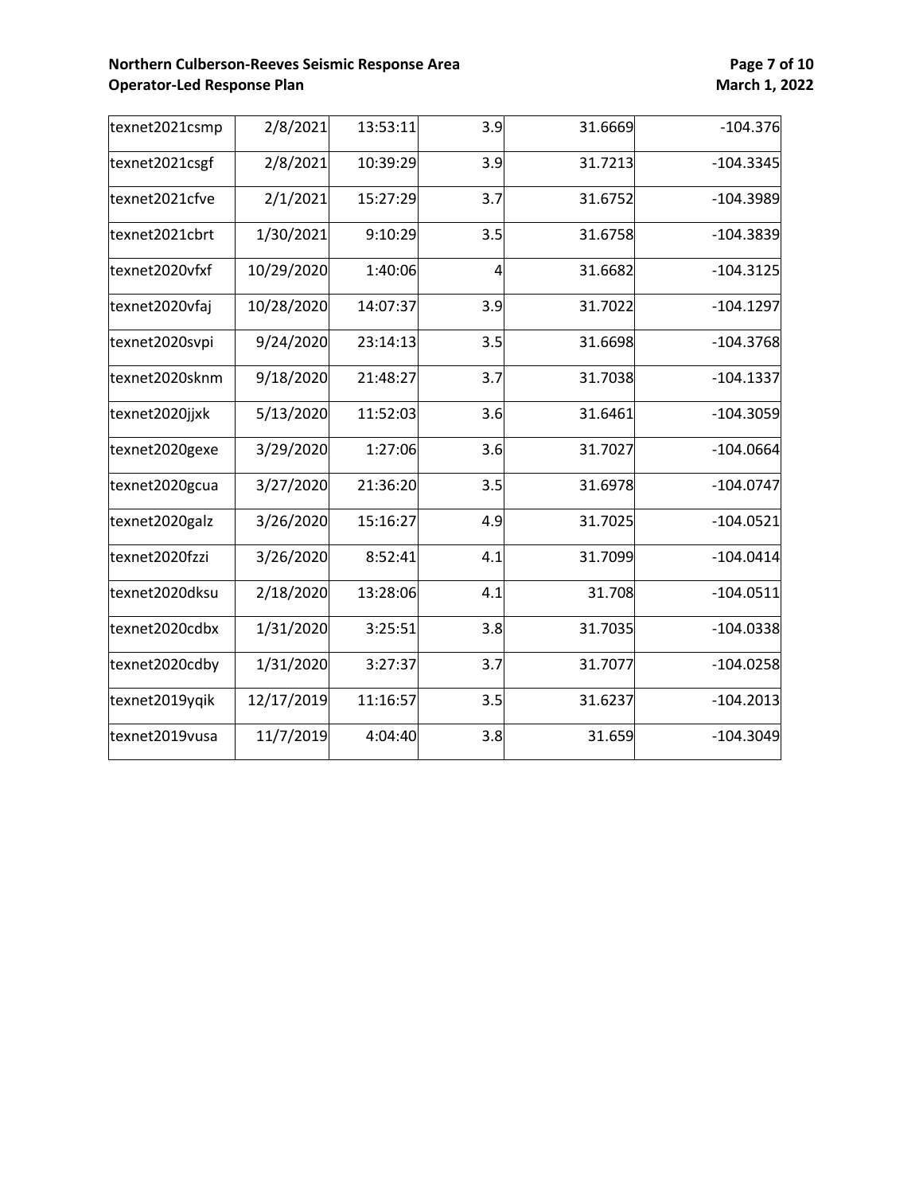| | | | | | |
|---|---|---|---|---|---|
| texnet2021csmp | 2/8/2021 | 13:53:11 | 3.9 | 31.6669 | -104.376 |
| texnet2021csgf | 2/8/2021 | 10:39:29 | 3.9 | 31.7213 | -104.3345 |
| texnet2021cfve | 2/1/2021 | 15:27:29 | 3.7 | 31.6752 | -104.3989 |
| texnet2021cbrt | 1/30/2021 | 9:10:29 | 3.5 | 31.6758 | -104.3839 |
| texnet2020vfxf | 10/29/2020 | 1:40:06 | 4 | 31.6682 | -104.3125 |
| texnet2020vfaj | 10/28/2020 | 14:07:37 | 3.9 | 31.7022 | -104.1297 |
| texnet2020svpi | 9/24/2020 | 23:14:13 | 3.5 | 31.6698 | -104.3768 |
| texnet2020sknm | 9/18/2020 | 21:48:27 | 3.7 | 31.7038 | -104.1337 |
| texnet2020jjxk | 5/13/2020 | 11:52:03 | 3.6 | 31.6461 | -104.3059 |
| texnet2020gexe | 3/29/2020 | 1:27:06 | 3.6 | 31.7027 | -104.0664 |
| texnet2020gcua | 3/27/2020 | 21:36:20 | 3.5 | 31.6978 | -104.0747 |
| texnet2020galz | 3/26/2020 | 15:16:27 | 4.9 | 31.7025 | -104.0521 |
| texnet2020fzzi | 3/26/2020 | 8:52:41 | 4.1 | 31.7099 | -104.0414 |
| texnet2020dksu | 2/18/2020 | 13:28:06 | 4.1 | 31.708 | -104.0511 |
| texnet2020cdbx | 1/31/2020 | 3:25:51 | 3.8 | 31.7035 | -104.0338 |
| texnet2020cdby | 1/31/2020 | 3:27:37 | 3.7 | 31.7077 | -104.0258 |
| texnet2019yqik | 12/17/2019 | 11:16:57 | 3.5 | 31.6237 | -104.2013 |
| texnet2019vusa | 11/7/2019 | 4:04:40 | 3.8 | 31.659 | -104.3049 |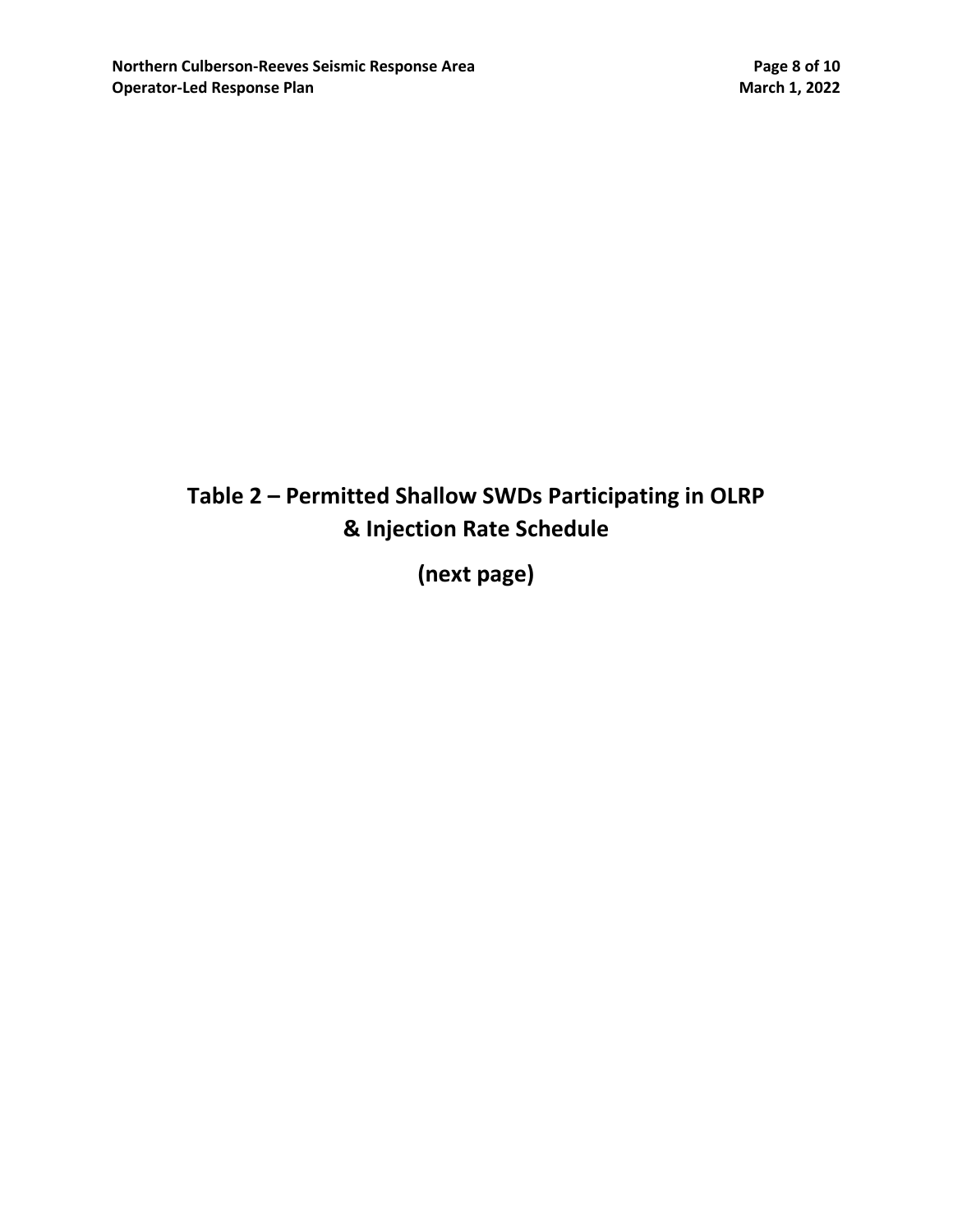# Table 2 – Permitted Shallow SWDs Participating in OLRP & Injection Rate Schedule

**(next page)**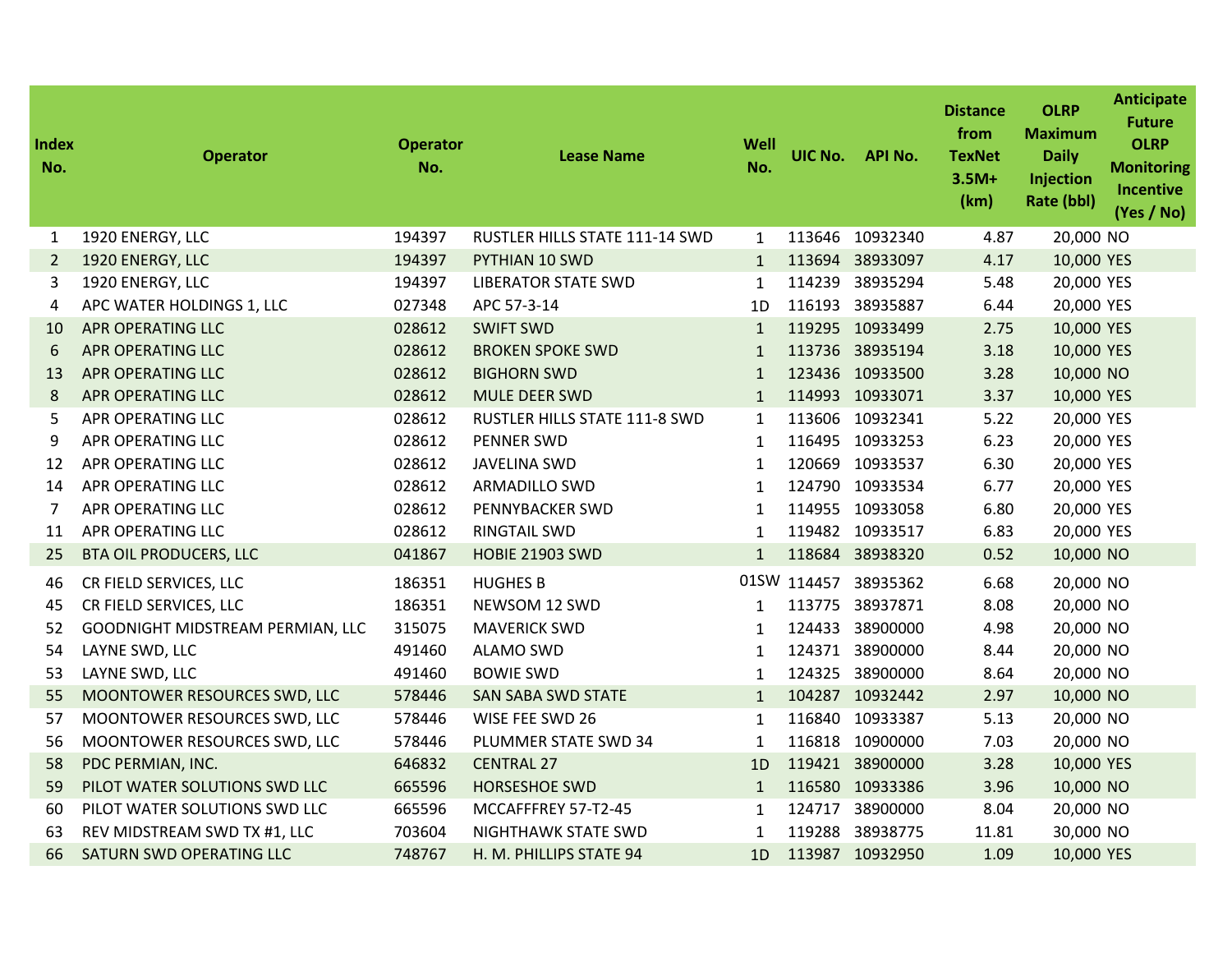| Index No. | Operator | Operator No. | Lease Name | Well No. | UIC No. | API No. | Distance from TexNet 3.5M+ (km) | OLRP Maximum Daily Injection Rate (bbl) | Anticipate Future OLRP Monitoring Incentive (Yes / No) |
|---|---|---|---|---|---|---|---|---|---|
| 1 | 1920 ENERGY, LLC | 194397 | RUSTLER HILLS STATE 111-14 SWD | 1 | 113646 | 10932340 | 4.87 | 20,000 | NO |
| 2 | 1920 ENERGY, LLC | 194397 | PYTHIAN 10 SWD | 1 | 113694 | 38933097 | 4.17 | 10,000 | YES |
| 3 | 1920 ENERGY, LLC | 194397 | LIBERATOR STATE SWD | 1 | 114239 | 38935294 | 5.48 | 20,000 | YES |
| 4 | APC WATER HOLDINGS 1, LLC | 027348 | APC 57-3-14 | 1D | 116193 | 38935887 | 6.44 | 20,000 | YES |
| 10 | APR OPERATING LLC | 028612 | SWIFT SWD | 1 | 119295 | 10933499 | 2.75 | 10,000 | YES |
| 6 | APR OPERATING LLC | 028612 | BROKEN SPOKE SWD | 1 | 113736 | 38935194 | 3.18 | 10,000 | YES |
| 13 | APR OPERATING LLC | 028612 | BIGHORN SWD | 1 | 123436 | 10933500 | 3.28 | 10,000 | NO |
| 8 | APR OPERATING LLC | 028612 | MULE DEER SWD | 1 | 114993 | 10933071 | 3.37 | 10,000 | YES |
| 5 | APR OPERATING LLC | 028612 | RUSTLER HILLS STATE 111-8 SWD | 1 | 113606 | 10932341 | 5.22 | 20,000 | YES |
| 9 | APR OPERATING LLC | 028612 | PENNER SWD | 1 | 116495 | 10933253 | 6.23 | 20,000 | YES |
| 12 | APR OPERATING LLC | 028612 | JAVELINA SWD | 1 | 120669 | 10933537 | 6.30 | 20,000 | YES |
| 14 | APR OPERATING LLC | 028612 | ARMADILLO SWD | 1 | 124790 | 10933534 | 6.77 | 20,000 | YES |
| 7 | APR OPERATING LLC | 028612 | PENNYBACKER SWD | 1 | 114955 | 10933058 | 6.80 | 20,000 | YES |
| 11 | APR OPERATING LLC | 028612 | RINGTAIL SWD | 1 | 119482 | 10933517 | 6.83 | 20,000 | YES |
| 25 | BTA OIL PRODUCERS, LLC | 041867 | HOBIE 21903 SWD | 1 | 118684 | 38938320 | 0.52 | 10,000 | NO |
| 46 | CR FIELD SERVICES, LLC | 186351 | HUGHES B | 01SW | 114457 | 38935362 | 6.68 | 20,000 | NO |
| 45 | CR FIELD SERVICES, LLC | 186351 | NEWSOM 12 SWD | 1 | 113775 | 38937871 | 8.08 | 20,000 | NO |
| 52 | GOODNIGHT MIDSTREAM PERMIAN, LLC | 315075 | MAVERICK SWD | 1 | 124433 | 38900000 | 4.98 | 20,000 | NO |
| 54 | LAYNE SWD, LLC | 491460 | ALAMO SWD | 1 | 124371 | 38900000 | 8.44 | 20,000 | NO |
| 53 | LAYNE SWD, LLC | 491460 | BOWIE SWD | 1 | 124325 | 38900000 | 8.64 | 20,000 | NO |
| 55 | MOONTOWER RESOURCES SWD, LLC | 578446 | SAN SABA SWD STATE | 1 | 104287 | 10932442 | 2.97 | 10,000 | NO |
| 57 | MOONTOWER RESOURCES SWD, LLC | 578446 | WISE FEE SWD 26 | 1 | 116840 | 10933387 | 5.13 | 20,000 | NO |
| 56 | MOONTOWER RESOURCES SWD, LLC | 578446 | PLUMMER STATE SWD 34 | 1 | 116818 | 10900000 | 7.03 | 20,000 | NO |
| 58 | PDC PERMIAN, INC. | 646832 | CENTRAL 27 | 1D | 119421 | 38900000 | 3.28 | 10,000 | YES |
| 59 | PILOT WATER SOLUTIONS SWD LLC | 665596 | HORSESHOE SWD | 1 | 116580 | 10933386 | 3.96 | 10,000 | NO |
| 60 | PILOT WATER SOLUTIONS SWD LLC | 665596 | MCCAFFFREY 57-T2-45 | 1 | 124717 | 38900000 | 8.04 | 20,000 | NO |
| 63 | REV MIDSTREAM SWD TX #1, LLC | 703604 | NIGHTHAWK STATE SWD | 1 | 119288 | 38938775 | 11.81 | 30,000 | NO |
| 66 | SATURN SWD OPERATING LLC | 748767 | H. M. PHILLIPS STATE 94 | 1D | 113987 | 10932950 | 1.09 | 10,000 | YES |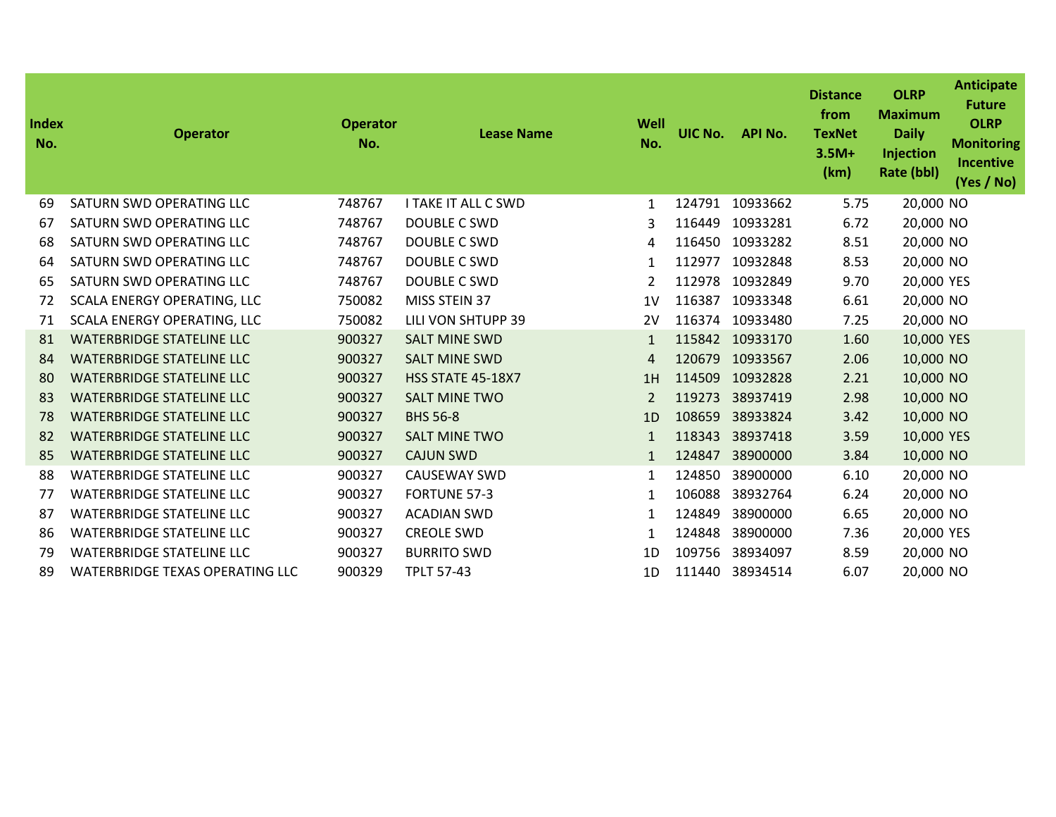| Index No. | Operator | Operator No. | Lease Name | Well No. | UIC No. | API No. | Distance from TexNet 3.5M+ (km) | OLRP Maximum Daily Injection Rate (bbl) | Anticipate Future OLRP Monitoring Incentive (Yes / No) |
|---|---|---|---|---|---|---|---|---|---|
| 69 | SATURN SWD OPERATING LLC | 748767 | I TAKE IT ALL C SWD | 1 | 124791 | 10933662 | 5.75 | 20,000 | NO |
| 67 | SATURN SWD OPERATING LLC | 748767 | DOUBLE C SWD | 3 | 116449 | 10933281 | 6.72 | 20,000 | NO |
| 68 | SATURN SWD OPERATING LLC | 748767 | DOUBLE C SWD | 4 | 116450 | 10933282 | 8.51 | 20,000 | NO |
| 64 | SATURN SWD OPERATING LLC | 748767 | DOUBLE C SWD | 1 | 112977 | 10932848 | 8.53 | 20,000 | NO |
| 65 | SATURN SWD OPERATING LLC | 748767 | DOUBLE C SWD | 2 | 112978 | 10932849 | 9.70 | 20,000 | YES |
| 72 | SCALA ENERGY OPERATING, LLC | 750082 | MISS STEIN 37 | 1V | 116387 | 10933348 | 6.61 | 20,000 | NO |
| 71 | SCALA ENERGY OPERATING, LLC | 750082 | LILI VON SHTUPP 39 | 2V | 116374 | 10933480 | 7.25 | 20,000 | NO |
| 81 | WATERBRIDGE STATELINE LLC | 900327 | SALT MINE SWD | 1 | 115842 | 10933170 | 1.60 | 10,000 | YES |
| 84 | WATERBRIDGE STATELINE LLC | 900327 | SALT MINE SWD | 4 | 120679 | 10933567 | 2.06 | 10,000 | NO |
| 80 | WATERBRIDGE STATELINE LLC | 900327 | HSS STATE 45-18X7 | 1H | 114509 | 10932828 | 2.21 | 10,000 | NO |
| 83 | WATERBRIDGE STATELINE LLC | 900327 | SALT MINE TWO | 2 | 119273 | 38937419 | 2.98 | 10,000 | NO |
| 78 | WATERBRIDGE STATELINE LLC | 900327 | BHS 56-8 | 1D | 108659 | 38933824 | 3.42 | 10,000 | NO |
| 82 | WATERBRIDGE STATELINE LLC | 900327 | SALT MINE TWO | 1 | 118343 | 38937418 | 3.59 | 10,000 | YES |
| 85 | WATERBRIDGE STATELINE LLC | 900327 | CAJUN SWD | 1 | 124847 | 38900000 | 3.84 | 10,000 | NO |
| 88 | WATERBRIDGE STATELINE LLC | 900327 | CAUSEWAY SWD | 1 | 124850 | 38900000 | 6.10 | 20,000 | NO |
| 77 | WATERBRIDGE STATELINE LLC | 900327 | FORTUNE 57-3 | 1 | 106088 | 38932764 | 6.24 | 20,000 | NO |
| 87 | WATERBRIDGE STATELINE LLC | 900327 | ACADIAN SWD | 1 | 124849 | 38900000 | 6.65 | 20,000 | NO |
| 86 | WATERBRIDGE STATELINE LLC | 900327 | CREOLE SWD | 1 | 124848 | 38900000 | 7.36 | 20,000 | YES |
| 79 | WATERBRIDGE STATELINE LLC | 900327 | BURRITO SWD | 1D | 109756 | 38934097 | 8.59 | 20,000 | NO |
| 89 | WATERBRIDGE TEXAS OPERATING LLC | 900329 | TPLT 57-43 | 1D | 111440 | 38934514 | 6.07 | 20,000 | NO |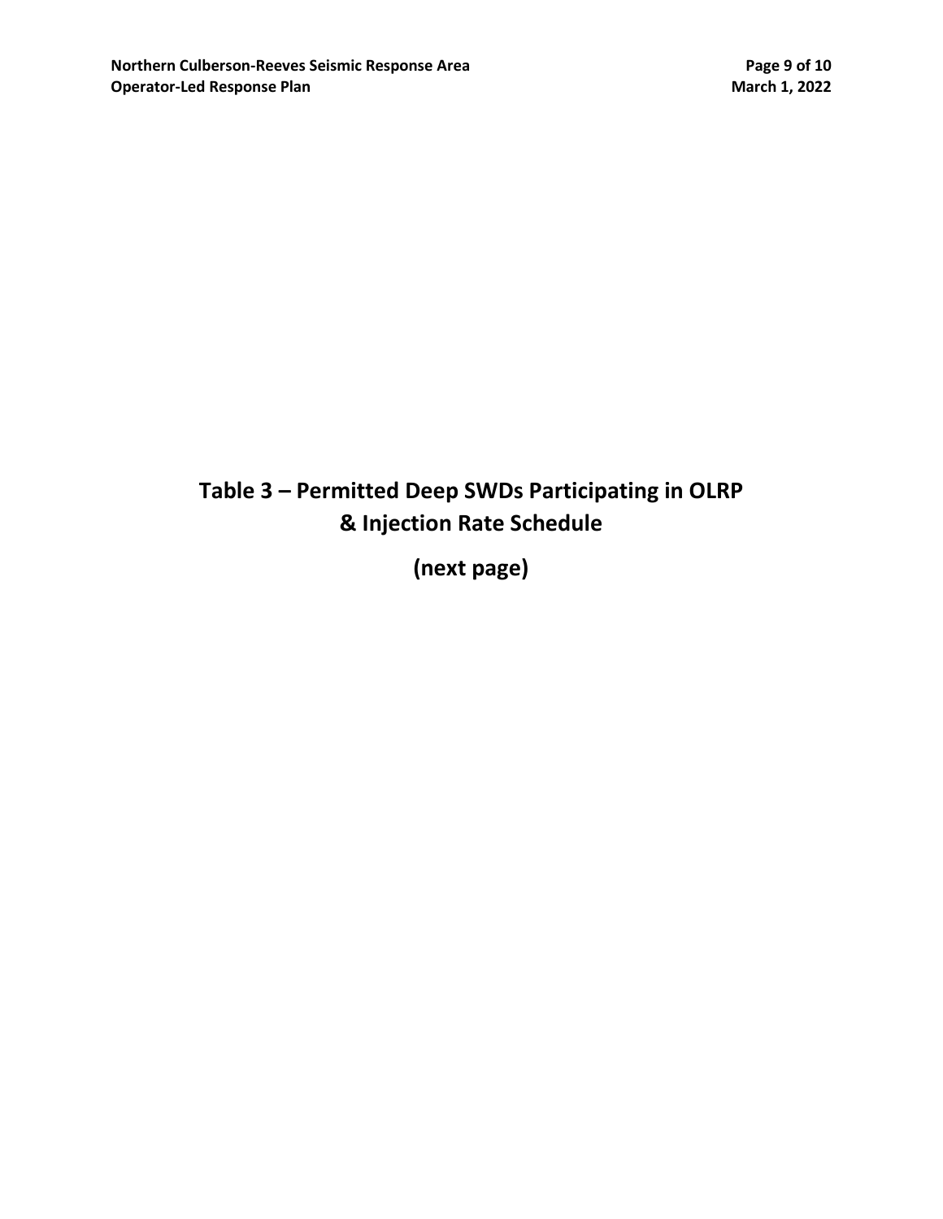# Table 3 – Permitted Deep SWDs Participating in OLRP & Injection Rate Schedule

**(next page)**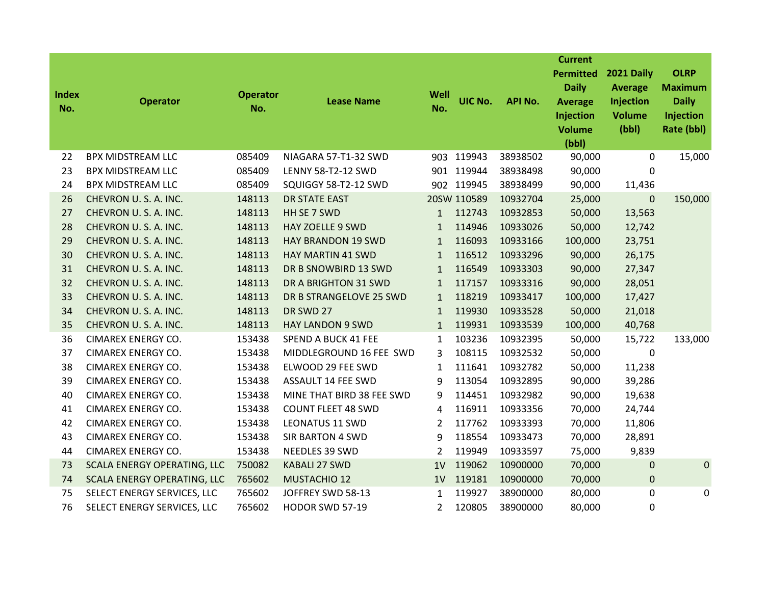| Index No. | Operator | Operator No. | Lease Name | Well No. | UIC No. | API No. | Current Permitted Daily Average Injection Volume (bbl) | 2021 Daily Average Injection Volume (bbl) | OLRP Maximum Daily Injection Rate (bbl) |
|---|---|---|---|---|---|---|---|---|---|
| 22 | BPX MIDSTREAM LLC | 085409 | NIAGARA 57-T1-32 SWD | 903 | 119943 | 38938502 | 90,000 | 0 | 15,000 |
| 23 | BPX MIDSTREAM LLC | 085409 | LENNY 58-T2-12 SWD | 901 | 119944 | 38938498 | 90,000 | 0 | |
| 24 | BPX MIDSTREAM LLC | 085409 | SQUIGGY 58-T2-12 SWD | 902 | 119945 | 38938499 | 90,000 | 11,436 | |
| 26 | CHEVRON U. S. A. INC. | 148113 | DR STATE EAST | 20SW | 110589 | 10932704 | 25,000 | 0 | 150,000 |
| 27 | CHEVRON U. S. A. INC. | 148113 | HH SE 7 SWD | 1 | 112743 | 10932853 | 50,000 | 13,563 | |
| 28 | CHEVRON U. S. A. INC. | 148113 | HAY ZOELLE 9 SWD | 1 | 114946 | 10933026 | 50,000 | 12,742 | |
| 29 | CHEVRON U. S. A. INC. | 148113 | HAY BRANDON 19 SWD | 1 | 116093 | 10933166 | 100,000 | 23,751 | |
| 30 | CHEVRON U. S. A. INC. | 148113 | HAY MARTIN 41 SWD | 1 | 116512 | 10933296 | 90,000 | 26,175 | |
| 31 | CHEVRON U. S. A. INC. | 148113 | DR B SNOWBIRD 13 SWD | 1 | 116549 | 10933303 | 90,000 | 27,347 | |
| 32 | CHEVRON U. S. A. INC. | 148113 | DR A BRIGHTON 31 SWD | 1 | 117157 | 10933316 | 90,000 | 28,051 | |
| 33 | CHEVRON U. S. A. INC. | 148113 | DR B STRANGELOVE 25 SWD | 1 | 118219 | 10933417 | 100,000 | 17,427 | |
| 34 | CHEVRON U. S. A. INC. | 148113 | DR SWD 27 | 1 | 119930 | 10933528 | 50,000 | 21,018 | |
| 35 | CHEVRON U. S. A. INC. | 148113 | HAY LANDON 9 SWD | 1 | 119931 | 10933539 | 100,000 | 40,768 | |
| 36 | CIMAREX ENERGY CO. | 153438 | SPEND A BUCK 41 FEE | 1 | 103236 | 10932395 | 50,000 | 15,722 | 133,000 |
| 37 | CIMAREX ENERGY CO. | 153438 | MIDDLEGROUND 16 FEE SWD | 3 | 108115 | 10932532 | 50,000 | 0 | |
| 38 | CIMAREX ENERGY CO. | 153438 | ELWOOD 29 FEE SWD | 1 | 111641 | 10932782 | 50,000 | 11,238 | |
| 39 | CIMAREX ENERGY CO. | 153438 | ASSAULT 14 FEE SWD | 9 | 113054 | 10932895 | 90,000 | 39,286 | |
| 40 | CIMAREX ENERGY CO. | 153438 | MINE THAT BIRD 38 FEE SWD | 9 | 114451 | 10932982 | 90,000 | 19,638 | |
| 41 | CIMAREX ENERGY CO. | 153438 | COUNT FLEET 48 SWD | 4 | 116911 | 10933356 | 70,000 | 24,744 | |
| 42 | CIMAREX ENERGY CO. | 153438 | LEONATUS 11 SWD | 2 | 117762 | 10933393 | 70,000 | 11,806 | |
| 43 | CIMAREX ENERGY CO. | 153438 | SIR BARTON 4 SWD | 9 | 118554 | 10933473 | 70,000 | 28,891 | |
| 44 | CIMAREX ENERGY CO. | 153438 | NEEDLES 39 SWD | 2 | 119949 | 10933597 | 75,000 | 9,839 | |
| 73 | SCALA ENERGY OPERATING, LLC | 750082 | KABALI 27 SWD | 1V | 119062 | 10900000 | 70,000 | 0 | 0 |
| 74 | SCALA ENERGY OPERATING, LLC | 765602 | MUSTACHIO 12 | 1V | 119181 | 10900000 | 70,000 | 0 | |
| 75 | SELECT ENERGY SERVICES, LLC | 765602 | JOFFREY SWD 58-13 | 1 | 119927 | 38900000 | 80,000 | 0 | 0 |
| 76 | SELECT ENERGY SERVICES, LLC | 765602 | HODOR SWD 57-19 | 2 | 120805 | 38900000 | 80,000 | 0 | |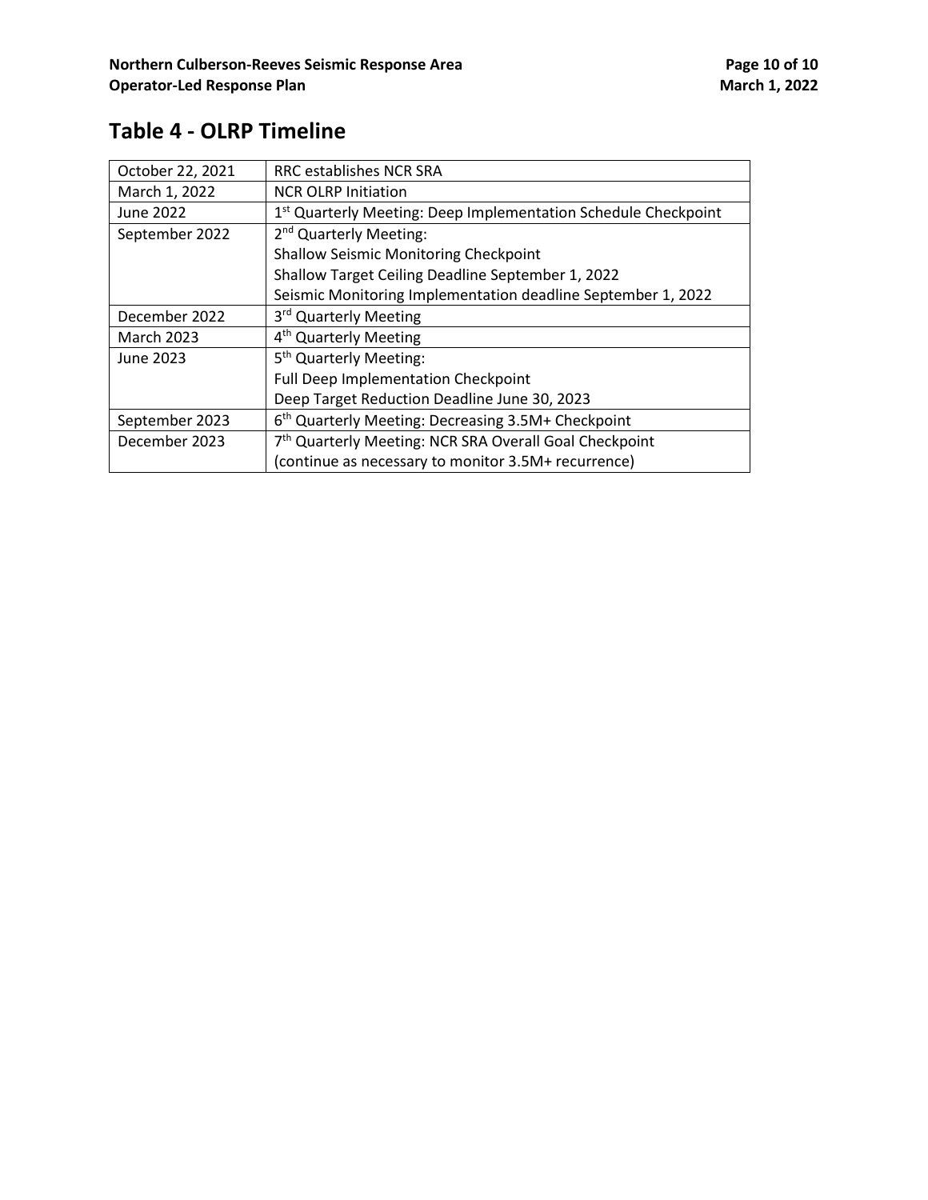## Table 4 - OLRP Timeline

| | |
|---|---|
| October 22, 2021 | RRC establishes NCR SRA |
| March 1, 2022 | NCR OLRP Initiation |
| June 2022 | 1st Quarterly Meeting: Deep Implementation Schedule Checkpoint |
| September 2022 | 2nd Quarterly Meeting:<br>Shallow Seismic Monitoring Checkpoint<br>Shallow Target Ceiling Deadline September 1, 2022<br>Seismic Monitoring Implementation deadline September 1, 2022 |
| December 2022 | 3rd Quarterly Meeting |
| March 2023 | 4th Quarterly Meeting |
| June 2023 | 5th Quarterly Meeting:<br>Full Deep Implementation Checkpoint<br>Deep Target Reduction Deadline June 30, 2023 |
| September 2023 | 6th Quarterly Meeting: Decreasing 3.5M+ Checkpoint |
| December 2023 | 7th Quarterly Meeting: NCR SRA Overall Goal Checkpoint<br>(continue as necessary to monitor 3.5M+ recurrence) |